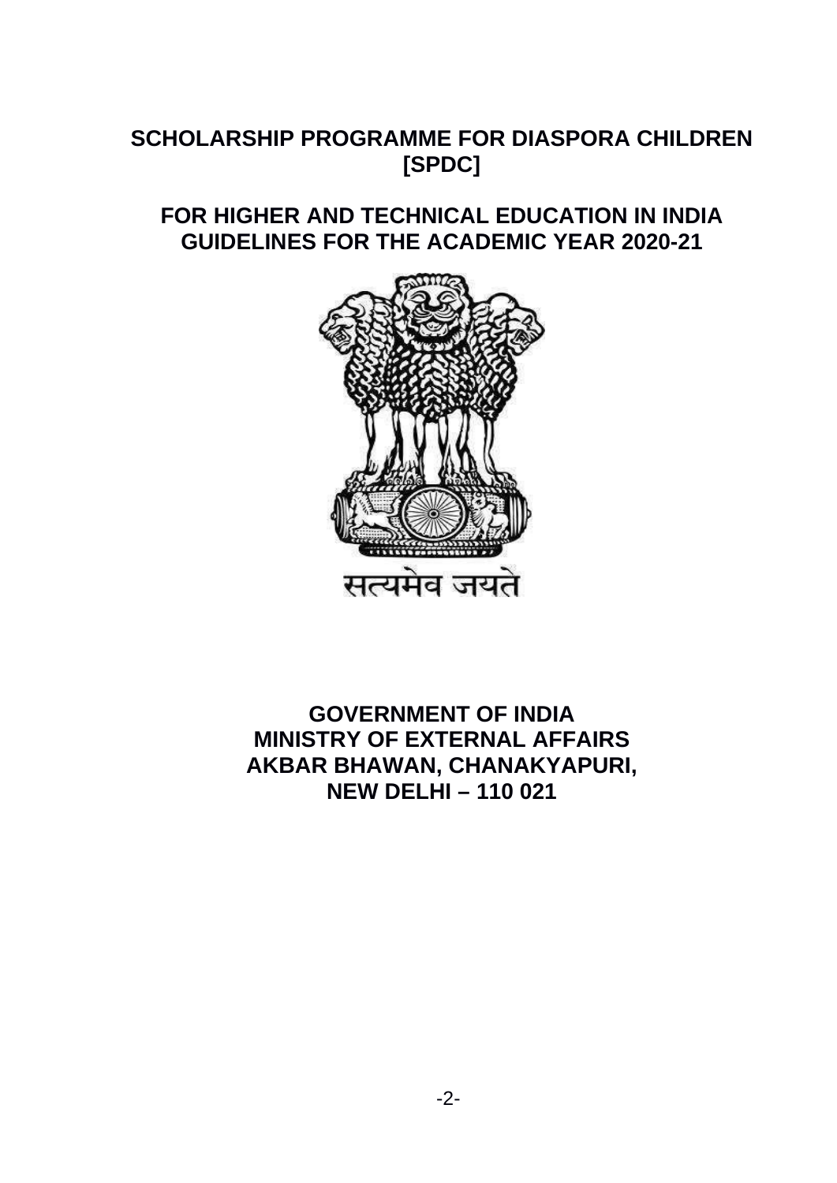# SCHOLARSHIP PROGRAMME FOR DIASPORA CHILDREN [SPDC]

## FOR HIGHER AND TECHNICAL EDUCATION IN INDIA GUIDELINES FOR THE ACADEMIC YEAR 2020-21

सत्यमेव जयते

**GOVERNMENT OF INDIA**
**MINISTRY OF EXTERNAL AFFAIRS**
**AKBAR BHAWAN, CHANAKYAPURI,**
**NEW DELHI – 110 021**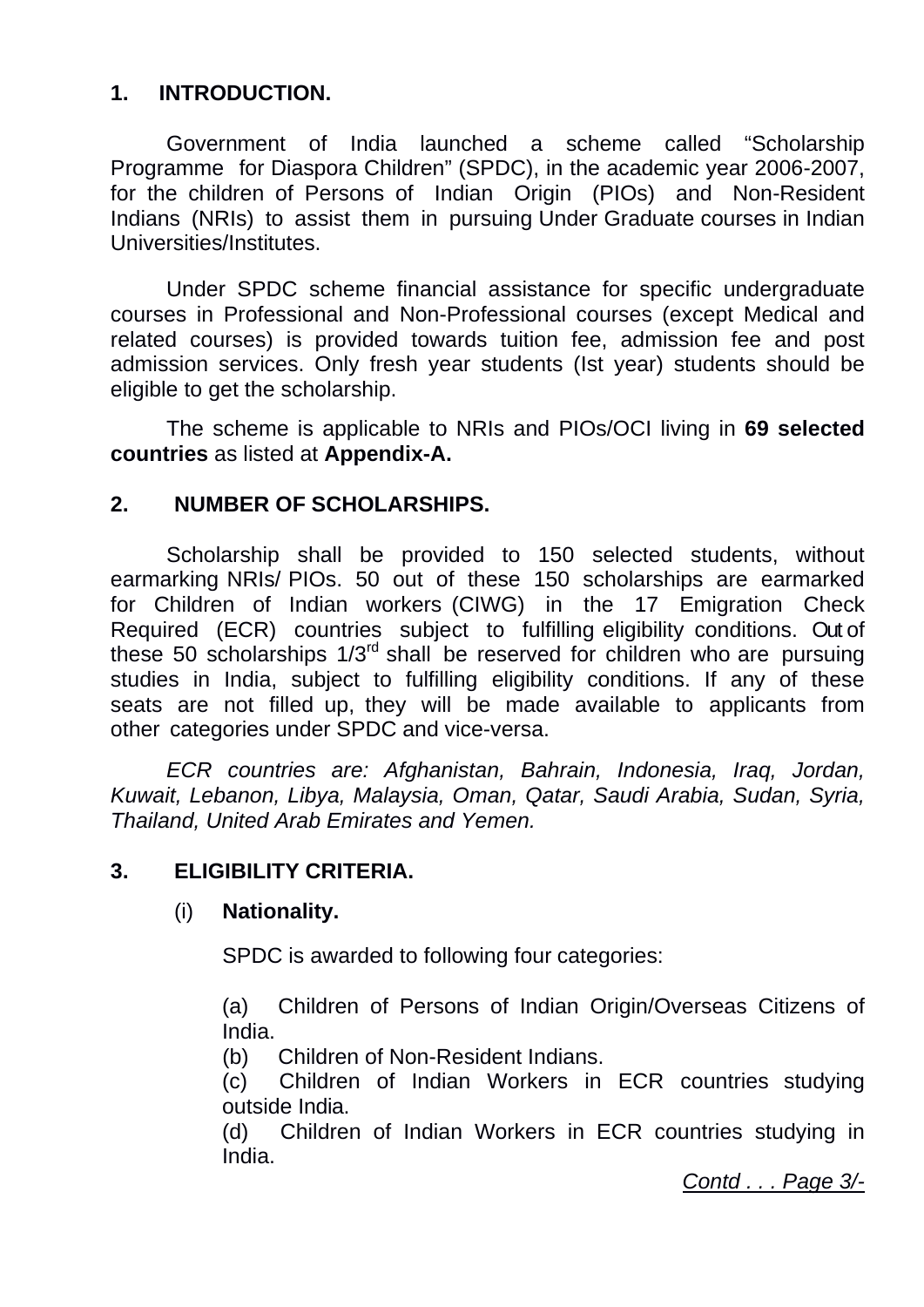## 1. INTRODUCTION.

Government of India launched a scheme called "Scholarship Programme for Diaspora Children" (SPDC), in the academic year 2006-2007, for the children of Persons of Indian Origin (PIOs) and Non-Resident Indians (NRIs) to assist them in pursuing Under Graduate courses in Indian Universities/Institutes.

Under SPDC scheme financial assistance for specific undergraduate courses in Professional and Non-Professional courses (except Medical and related courses) is provided towards tuition fee, admission fee and post admission services. Only fresh year students (Ist year) students should be eligible to get the scholarship.

The scheme is applicable to NRIs and PIOs/OCI living in **69 selected countries** as listed at **Appendix-A.**

## 2. NUMBER OF SCHOLARSHIPS.

Scholarship shall be provided to 150 selected students, without earmarking NRIs/ PIOs. 50 out of these 150 scholarships are earmarked for Children of Indian workers (CIWG) in the 17 Emigration Check Required (ECR) countries subject to fulfilling eligibility conditions. Out of these 50 scholarships 1/3rd shall be reserved for children who are pursuing studies in India, subject to fulfilling eligibility conditions. If any of these seats are not filled up, they will be made available to applicants from other categories under SPDC and vice-versa.

*ECR countries are: Afghanistan, Bahrain, Indonesia, Iraq, Jordan, Kuwait, Lebanon, Libya, Malaysia, Oman, Qatar, Saudi Arabia, Sudan, Syria, Thailand, United Arab Emirates and Yemen.*

## 3. ELIGIBILITY CRITERIA.

### (i) Nationality.

SPDC is awarded to following four categories:

(a) Children of Persons of Indian Origin/Overseas Citizens of India.
(b) Children of Non-Resident Indians.
(c) Children of Indian Workers in ECR countries studying outside India.
(d) Children of Indian Workers in ECR countries studying in India.

*Contd . . . Page 3/-*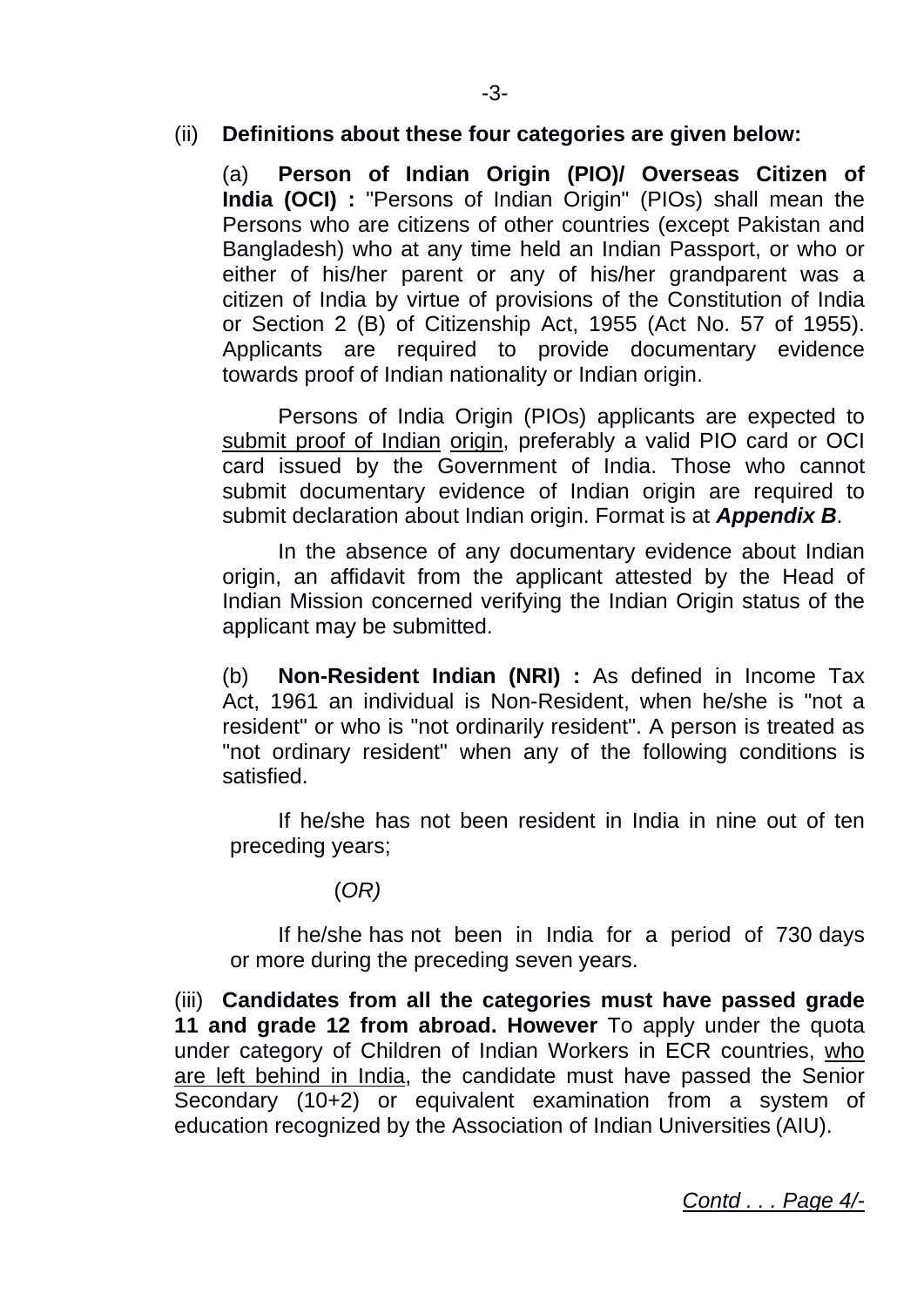(ii) **Definitions about these four categories are given below:**

(a) **Person of Indian Origin (PIO)/ Overseas Citizen of India (OCI) :** "Persons of Indian Origin" (PIOs) shall mean the Persons who are citizens of other countries (except Pakistan and Bangladesh) who at any time held an Indian Passport, or who or either of his/her parent or any of his/her grandparent was a citizen of India by virtue of provisions of the Constitution of India or Section 2 (B) of Citizenship Act, 1955 (Act No. 57 of 1955). Applicants are required to provide documentary evidence towards proof of Indian nationality or Indian origin.

Persons of India Origin (PIOs) applicants are expected to <u>submit proof of Indian</u> <u>origin</u>, preferably a valid PIO card or OCI card issued by the Government of India. Those who cannot submit documentary evidence of Indian origin are required to submit declaration about Indian origin. Format is at ***Appendix B***.

In the absence of any documentary evidence about Indian origin, an affidavit from the applicant attested by the Head of Indian Mission concerned verifying the Indian Origin status of the applicant may be submitted.

(b) **Non-Resident Indian (NRI) :** As defined in Income Tax Act, 1961 an individual is Non-Resident, when he/she is "not a resident" or who is "not ordinarily resident". A person is treated as "not ordinary resident" when any of the following conditions is satisfied.

If he/she has not been resident in India in nine out of ten preceding years;

(*OR)*

If he/she has not been in India for a period of 730 days or more during the preceding seven years.

(iii) **Candidates from all the categories must have passed grade 11 and grade 12 from abroad. However** To apply under the quota under category of Children of Indian Workers in ECR countries, <u>who are left behind in India</u>, the candidate must have passed the Senior Secondary (10+2) or equivalent examination from a system of education recognized by the Association of Indian Universities (AIU).

*<u>Contd . . . Page 4/-</u>*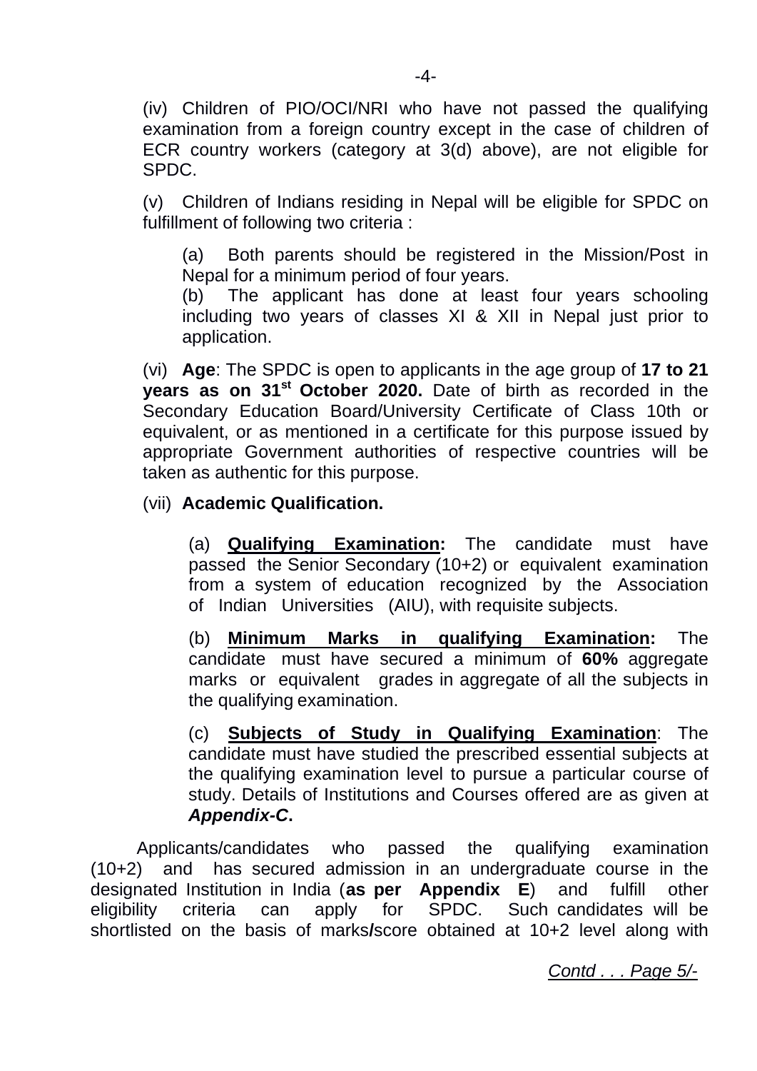(iv) Children of PIO/OCI/NRI who have not passed the qualifying examination from a foreign country except in the case of children of ECR country workers (category at 3(d) above), are not eligible for SPDC.

(v) Children of Indians residing in Nepal will be eligible for SPDC on fulfillment of following two criteria :

(a) Both parents should be registered in the Mission/Post in Nepal for a minimum period of four years.

(b) The applicant has done at least four years schooling including two years of classes XI & XII in Nepal just prior to application.

(vi) **Age**: The SPDC is open to applicants in the age group of **17 to 21 years as on 31st October 2020.** Date of birth as recorded in the Secondary Education Board/University Certificate of Class 10th or equivalent, or as mentioned in a certificate for this purpose issued by appropriate Government authorities of respective countries will be taken as authentic for this purpose.

(vii) **Academic Qualification.**

(a) **Qualifying Examination:** The candidate must have passed the Senior Secondary (10+2) or equivalent examination from a system of education recognized by the Association of Indian Universities (AIU), with requisite subjects.

(b) **Minimum Marks in qualifying Examination:** The candidate must have secured a minimum of **60%** aggregate marks or equivalent grades in aggregate of all the subjects in the qualifying examination.

(c) **Subjects of Study in Qualifying Examination**: The candidate must have studied the prescribed essential subjects at the qualifying examination level to pursue a particular course of study. Details of Institutions and Courses offered are as given at ***Appendix-C*.**

Applicants/candidates who passed the qualifying examination (10+2) and has secured admission in an undergraduate course in the designated Institution in India (**as per Appendix E**) and fulfill other eligibility criteria can apply for SPDC. Such candidates will be shortlisted on the basis of marks**/**score obtained at 10+2 level along with

*Contd . . . Page 5/-*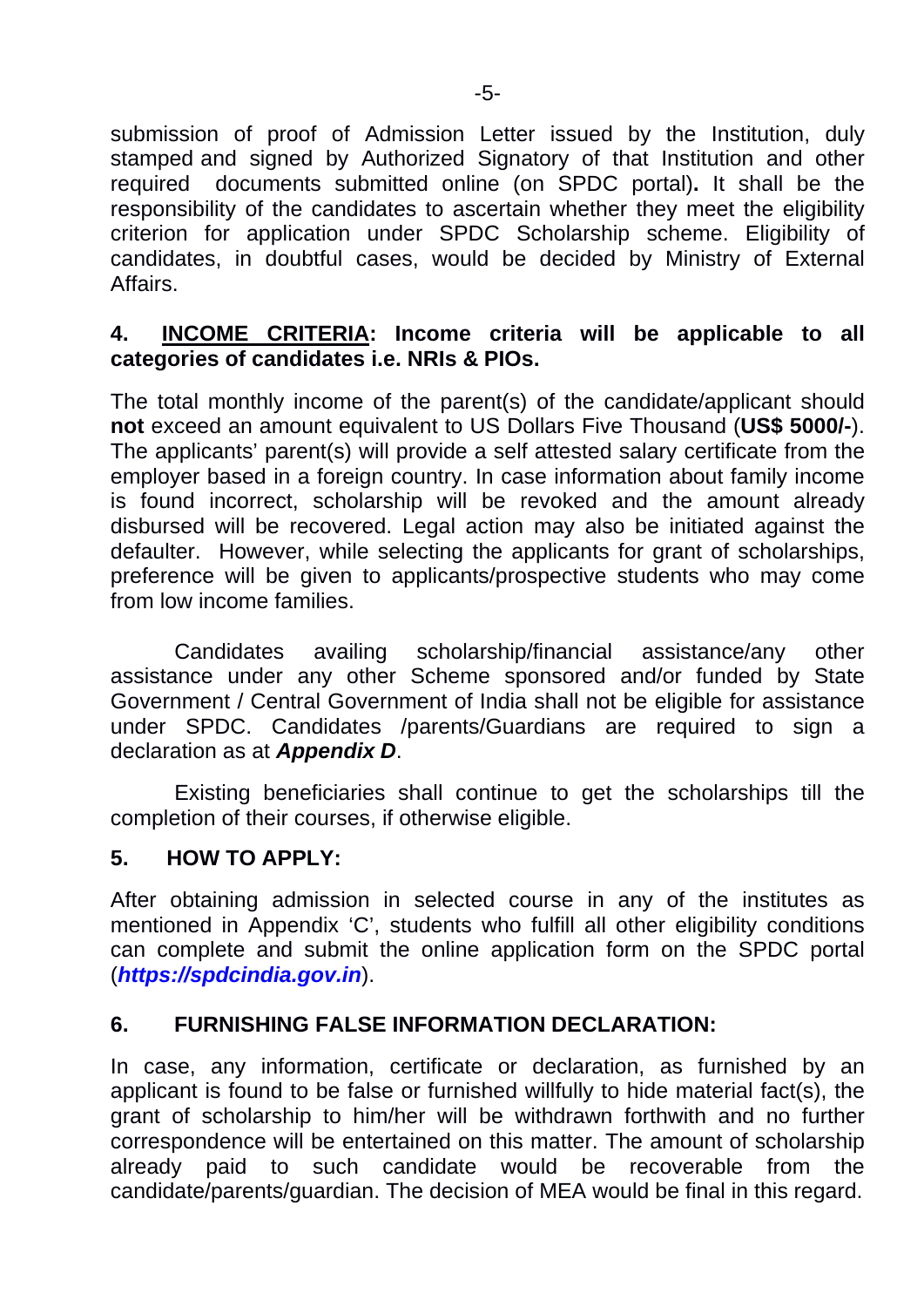submission of proof of Admission Letter issued by the Institution, duly stamped and signed by Authorized Signatory of that Institution and other required documents submitted online (on SPDC portal)**.** It shall be the responsibility of the candidates to ascertain whether they meet the eligibility criterion for application under SPDC Scholarship scheme. Eligibility of candidates, in doubtful cases, would be decided by Ministry of External Affairs.

**4. <u>INCOME CRITERIA</u>: Income criteria will be applicable to all categories of candidates i.e. NRIs & PIOs.**

The total monthly income of the parent(s) of the candidate/applicant should **not** exceed an amount equivalent to US Dollars Five Thousand (**US$ 5000/-**). The applicants' parent(s) will provide a self attested salary certificate from the employer based in a foreign country. In case information about family income is found incorrect, scholarship will be revoked and the amount already disbursed will be recovered. Legal action may also be initiated against the defaulter. However, while selecting the applicants for grant of scholarships, preference will be given to applicants/prospective students who may come from low income families.

Candidates availing scholarship/financial assistance/any other assistance under any other Scheme sponsored and/or funded by State Government / Central Government of India shall not be eligible for assistance under SPDC. Candidates /parents/Guardians are required to sign a declaration as at ***Appendix D***.

Existing beneficiaries shall continue to get the scholarships till the completion of their courses, if otherwise eligible.

**5. HOW TO APPLY:**

After obtaining admission in selected course in any of the institutes as mentioned in Appendix 'C', students who fulfill all other eligibility conditions can complete and submit the online application form on the SPDC portal (***https://spdcindia.gov.in***).

**6. FURNISHING FALSE INFORMATION DECLARATION:**

In case, any information, certificate or declaration, as furnished by an applicant is found to be false or furnished willfully to hide material fact(s), the grant of scholarship to him/her will be withdrawn forthwith and no further correspondence will be entertained on this matter. The amount of scholarship already paid to such candidate would be recoverable from the candidate/parents/guardian. The decision of MEA would be final in this regard.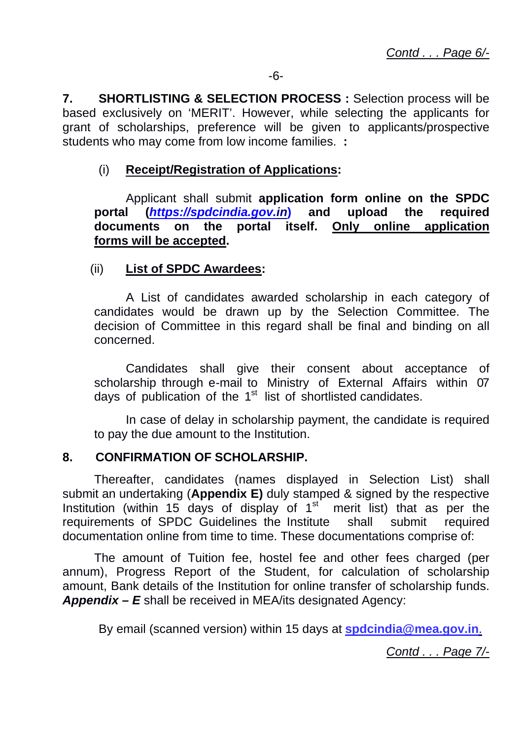**7. SHORTLISTING & SELECTION PROCESS :** Selection process will be based exclusively on 'MERIT'. However, while selecting the applicants for grant of scholarships, preference will be given to applicants/prospective students who may come from low income families. **:**

(i) **Receipt/Registration of Applications:**

Applicant shall submit **application form online on the SPDC portal (*https://spdcindia.gov.in*) and upload the required documents on the portal itself. Only online application forms will be accepted.**

(ii) **List of SPDC Awardees:**

A List of candidates awarded scholarship in each category of candidates would be drawn up by the Selection Committee. The decision of Committee in this regard shall be final and binding on all concerned.

Candidates shall give their consent about acceptance of scholarship through e-mail to Ministry of External Affairs within 07 days of publication of the 1st list of shortlisted candidates.

In case of delay in scholarship payment, the candidate is required to pay the due amount to the Institution.

**8. CONFIRMATION OF SCHOLARSHIP.**

Thereafter, candidates (names displayed in Selection List) shall submit an undertaking (**Appendix E)** duly stamped & signed by the respective Institution (within 15 days of display of 1st merit list) that as per the requirements of SPDC Guidelines the Institute shall submit required documentation online from time to time. These documentations comprise of:

The amount of Tuition fee, hostel fee and other fees charged (per annum), Progress Report of the Student, for calculation of scholarship amount, Bank details of the Institution for online transfer of scholarship funds. ***Appendix – E*** shall be received in MEA/its designated Agency:

By email (scanned version) within 15 days at **spdcindia@mea.gov.in**.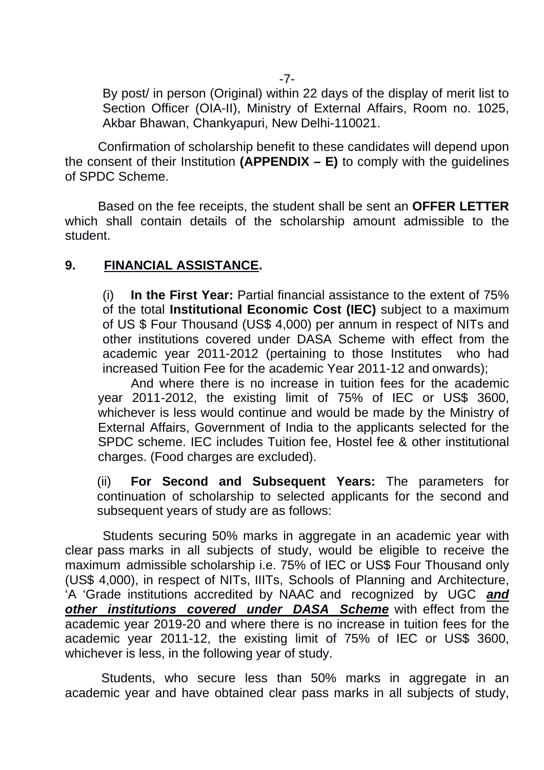By post/ in person (Original) within 22 days of the display of merit list to Section Officer (OIA-II), Ministry of External Affairs, Room no. 1025, Akbar Bhawan, Chankyapuri, New Delhi-110021.

Confirmation of scholarship benefit to these candidates will depend upon the consent of their Institution **(APPENDIX – E)** to comply with the guidelines of SPDC Scheme.

Based on the fee receipts, the student shall be sent an **OFFER LETTER** which shall contain details of the scholarship amount admissible to the student.

## 9. <u>FINANCIAL ASSISTANCE</u>.

(i) **In the First Year:** Partial financial assistance to the extent of 75% of the total **Institutional Economic Cost (IEC)** subject to a maximum of US $ Four Thousand (US$ 4,000) per annum in respect of NITs and other institutions covered under DASA Scheme with effect from the academic year 2011-2012 (pertaining to those Institutes who had increased Tuition Fee for the academic Year 2011-12 and onwards);

And where there is no increase in tuition fees for the academic year 2011-2012, the existing limit of 75% of IEC or US$ 3600, whichever is less would continue and would be made by the Ministry of External Affairs, Government of India to the applicants selected for the SPDC scheme. IEC includes Tuition fee, Hostel fee & other institutional charges. (Food charges are excluded).

(ii) **For Second and Subsequent Years:** The parameters for continuation of scholarship to selected applicants for the second and subsequent years of study are as follows:

Students securing 50% marks in aggregate in an academic year with clear pass marks in all subjects of study, would be eligible to receive the maximum admissible scholarship i.e. 75% of IEC or US$ Four Thousand only (US$ 4,000), in respect of NITs, IIITs, Schools of Planning and Architecture, 'A 'Grade institutions accredited by NAAC and recognized by UGC <u>***and other institutions covered under DASA Scheme***</u> with effect from the academic year 2019-20 and where there is no increase in tuition fees for the academic year 2011-12, the existing limit of 75% of IEC or US$ 3600, whichever is less, in the following year of study.

Students, who secure less than 50% marks in aggregate in an academic year and have obtained clear pass marks in all subjects of study,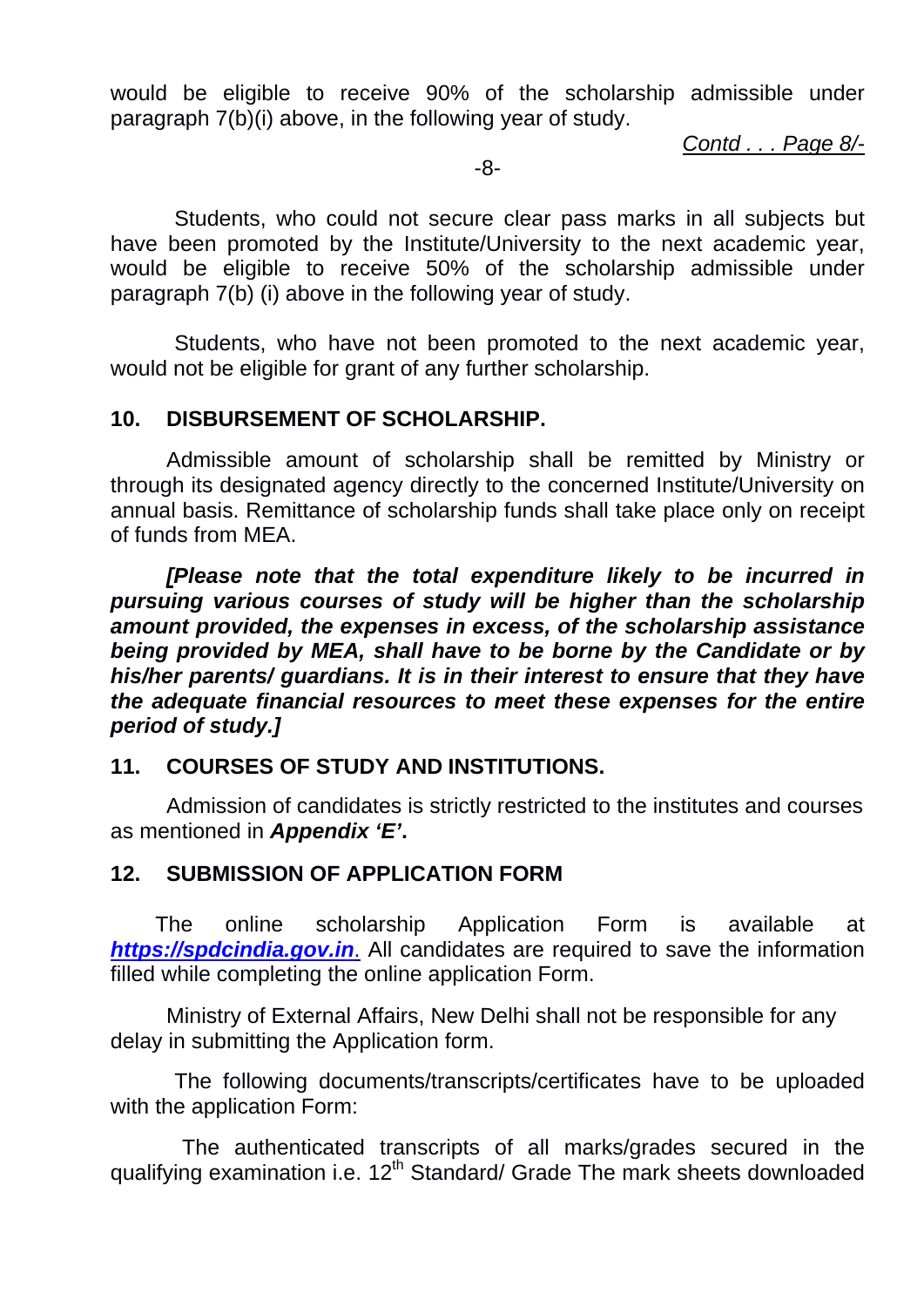would be eligible to receive 90% of the scholarship admissible under paragraph 7(b)(i) above, in the following year of study.

Students, who could not secure clear pass marks in all subjects but have been promoted by the Institute/University to the next academic year, would be eligible to receive 50% of the scholarship admissible under paragraph 7(b) (i) above in the following year of study.

Students, who have not been promoted to the next academic year, would not be eligible for grant of any further scholarship.

## 10. DISBURSEMENT OF SCHOLARSHIP.

Admissible amount of scholarship shall be remitted by Ministry or through its designated agency directly to the concerned Institute/University on annual basis. Remittance of scholarship funds shall take place only on receipt of funds from MEA.

***[Please note that the total expenditure likely to be incurred in pursuing various courses of study will be higher than the scholarship amount provided, the expenses in excess, of the scholarship assistance being provided by MEA, shall have to be borne by the Candidate or by his/her parents/ guardians. It is in their interest to ensure that they have the adequate financial resources to meet these expenses for the entire period of study.]***

## 11. COURSES OF STUDY AND INSTITUTIONS.

Admission of candidates is strictly restricted to the institutes and courses as mentioned in ***Appendix 'E'***.

## 12. SUBMISSION OF APPLICATION FORM

The online scholarship Application Form is available at ***https://spdcindia.gov.in***. All candidates are required to save the information filled while completing the online application Form.

Ministry of External Affairs, New Delhi shall not be responsible for any delay in submitting the Application form.

The following documents/transcripts/certificates have to be uploaded with the application Form:

The authenticated transcripts of all marks/grades secured in the qualifying examination i.e. 12th Standard/ Grade The mark sheets downloaded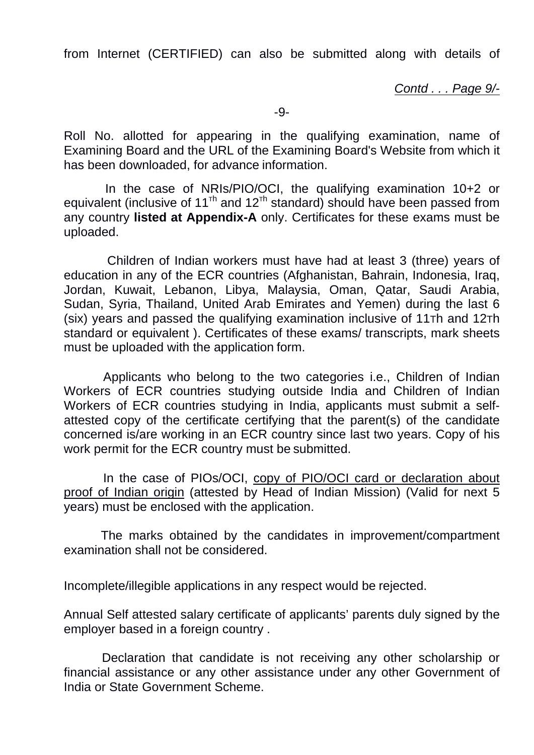from Internet (CERTIFIED) can also be submitted along with details of

*Contd . . . Page 9/-*

Roll No. allotted for appearing in the qualifying examination, name of Examining Board and the URL of the Examining Board's Website from which it has been downloaded, for advance information.

In the case of NRIs/PIO/OCI, the qualifying examination 10+2 or equivalent (inclusive of 11Th and 12Th standard) should have been passed from any country **listed at Appendix-A** only. Certificates for these exams must be uploaded.

Children of Indian workers must have had at least 3 (three) years of education in any of the ECR countries (Afghanistan, Bahrain, Indonesia, Iraq, Jordan, Kuwait, Lebanon, Libya, Malaysia, Oman, Qatar, Saudi Arabia, Sudan, Syria, Thailand, United Arab Emirates and Yemen) during the last 6 (six) years and passed the qualifying examination inclusive of 11Th and 12Th standard or equivalent ). Certificates of these exams/ transcripts, mark sheets must be uploaded with the application form.

Applicants who belong to the two categories i.e., Children of Indian Workers of ECR countries studying outside India and Children of Indian Workers of ECR countries studying in India, applicants must submit a self-attested copy of the certificate certifying that the parent(s) of the candidate concerned is/are working in an ECR country since last two years. Copy of his work permit for the ECR country must be submitted.

In the case of PIOs/OCI, copy of PIO/OCI card or declaration about proof of Indian origin (attested by Head of Indian Mission) (Valid for next 5 years) must be enclosed with the application.

The marks obtained by the candidates in improvement/compartment examination shall not be considered.

Incomplete/illegible applications in any respect would be rejected.

Annual Self attested salary certificate of applicants' parents duly signed by the employer based in a foreign country .

Declaration that candidate is not receiving any other scholarship or financial assistance or any other assistance under any other Government of India or State Government Scheme.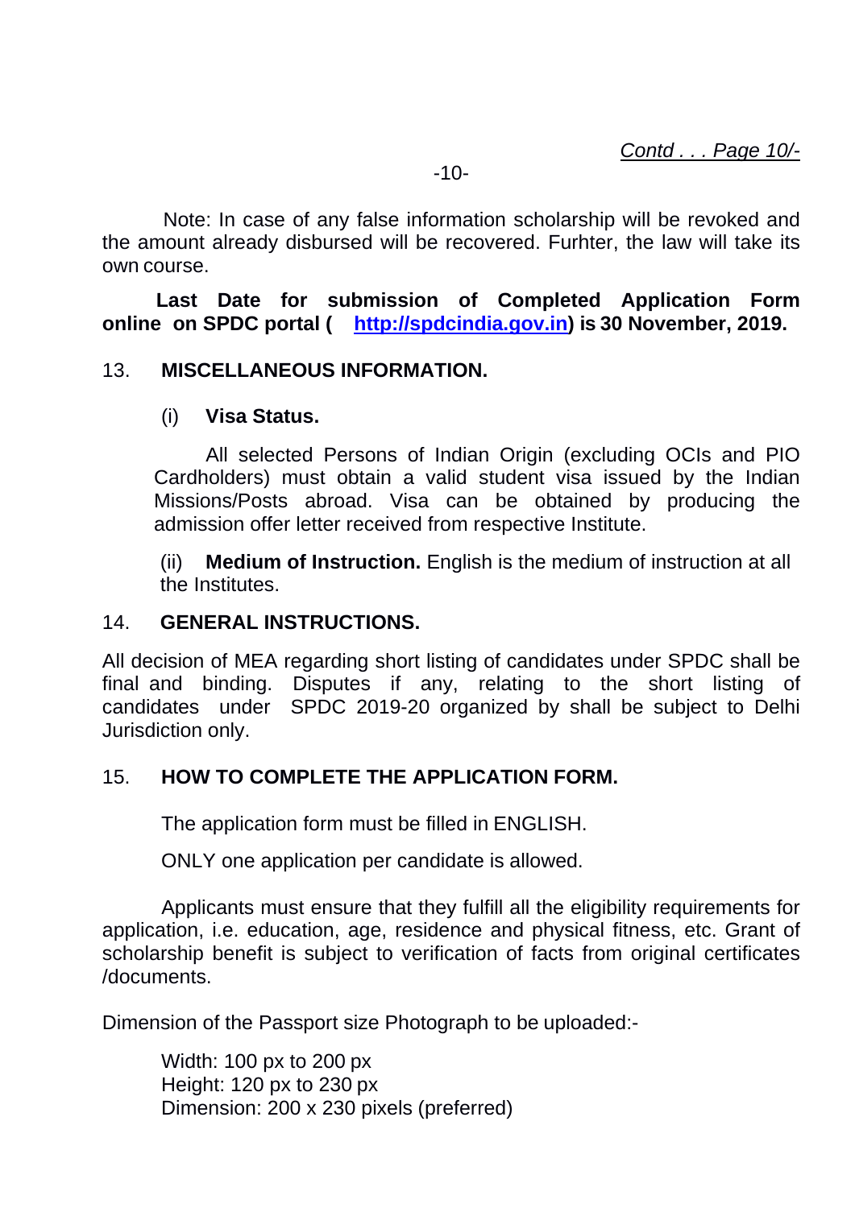Note: In case of any false information scholarship will be revoked and the amount already disbursed will be recovered. Furhter, the law will take its own course.

**Last Date for submission of Completed Application Form online on SPDC portal ( [http://spdcindia.gov.in](http://spdcindia.gov.in)) is 30 November, 2019.**

## 13. MISCELLANEOUS INFORMATION.

### (i) Visa Status.

All selected Persons of Indian Origin (excluding OCIs and PIO Cardholders) must obtain a valid student visa issued by the Indian Missions/Posts abroad. Visa can be obtained by producing the admission offer letter received from respective Institute.

(ii) **Medium of Instruction.** English is the medium of instruction at all the Institutes.

## 14. GENERAL INSTRUCTIONS.

All decision of MEA regarding short listing of candidates under SPDC shall be final and binding. Disputes if any, relating to the short listing of candidates under SPDC 2019-20 organized by shall be subject to Delhi Jurisdiction only.

## 15. HOW TO COMPLETE THE APPLICATION FORM.

The application form must be filled in ENGLISH.

ONLY one application per candidate is allowed.

Applicants must ensure that they fulfill all the eligibility requirements for application, i.e. education, age, residence and physical fitness, etc. Grant of scholarship benefit is subject to verification of facts from original certificates /documents.

Dimension of the Passport size Photograph to be uploaded:-

Width: 100 px to 200 px
Height: 120 px to 230 px
Dimension: 200 x 230 pixels (preferred)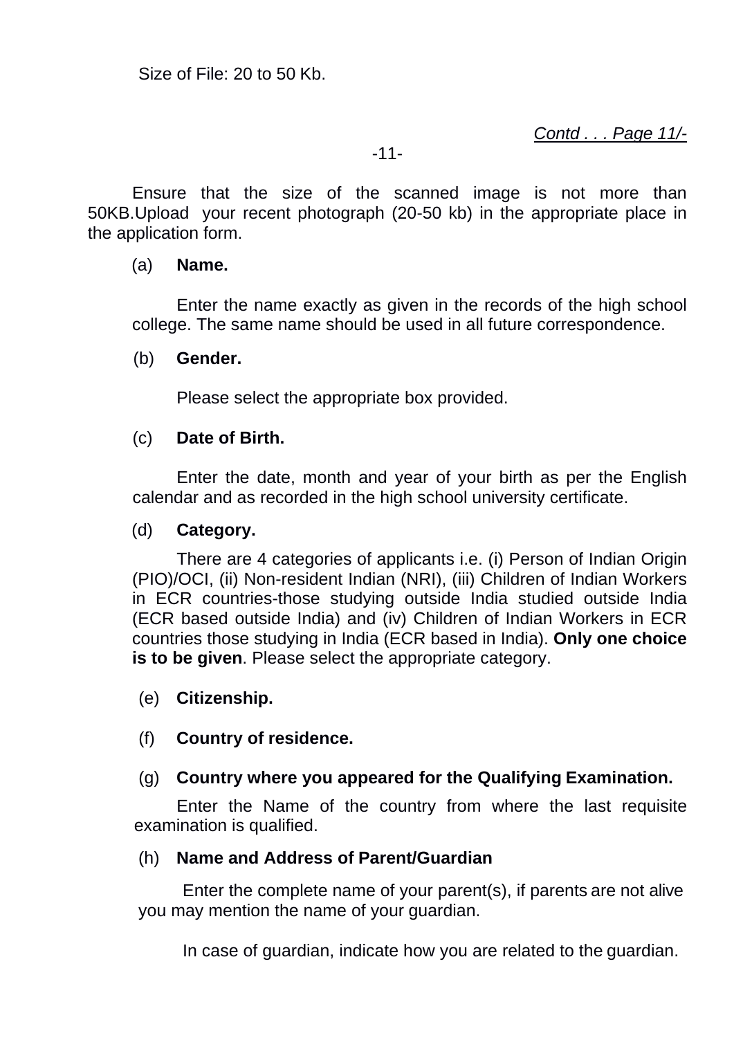Size of File: 20 to 50 Kb.

*Contd . . . Page 11/-*

Ensure that the size of the scanned image is not more than 50KB.Upload your recent photograph (20-50 kb) in the appropriate place in the application form.

(a) **Name.**

Enter the name exactly as given in the records of the high school college. The same name should be used in all future correspondence.

(b) **Gender.**

Please select the appropriate box provided.

(c) **Date of Birth.**

Enter the date, month and year of your birth as per the English calendar and as recorded in the high school university certificate.

(d) **Category.**

There are 4 categories of applicants i.e. (i) Person of Indian Origin (PIO)/OCI, (ii) Non-resident Indian (NRI), (iii) Children of Indian Workers in ECR countries-those studying outside India studied outside India (ECR based outside India) and (iv) Children of Indian Workers in ECR countries those studying in India (ECR based in India). **Only one choice is to be given**. Please select the appropriate category.

(e) **Citizenship.**

(f) **Country of residence.**

(g) **Country where you appeared for the Qualifying Examination.**

Enter the Name of the country from where the last requisite examination is qualified.

(h) **Name and Address of Parent/Guardian**

Enter the complete name of your parent(s), if parents are not alive you may mention the name of your guardian.

In case of guardian, indicate how you are related to the guardian.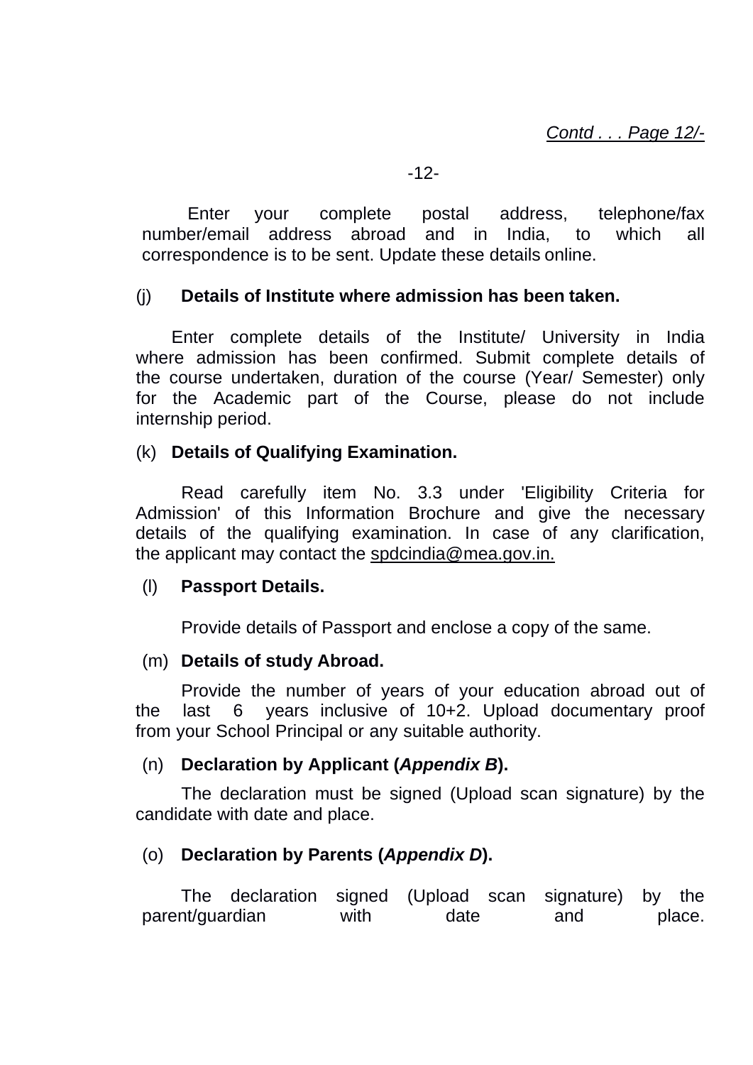Enter your complete postal address, telephone/fax number/email address abroad and in India, to which all correspondence is to be sent. Update these details online.

(j) **Details of Institute where admission has been taken.**

Enter complete details of the Institute/ University in India where admission has been confirmed. Submit complete details of the course undertaken, duration of the course (Year/ Semester) only for the Academic part of the Course, please do not include internship period.

(k) **Details of Qualifying Examination.**

Read carefully item No. 3.3 under 'Eligibility Criteria for Admission' of this Information Brochure and give the necessary details of the qualifying examination. In case of any clarification, the applicant may contact the spdcindia@mea.gov.in.

(l) **Passport Details.**

Provide details of Passport and enclose a copy of the same.

(m) **Details of study Abroad.**

Provide the number of years of your education abroad out of the last 6 years inclusive of 10+2. Upload documentary proof from your School Principal or any suitable authority.

(n) **Declaration by Applicant (*Appendix B*).**

The declaration must be signed (Upload scan signature) by the candidate with date and place.

(o) **Declaration by Parents (*Appendix D*).**

The declaration signed (Upload scan signature) by the parent/guardian with date and place.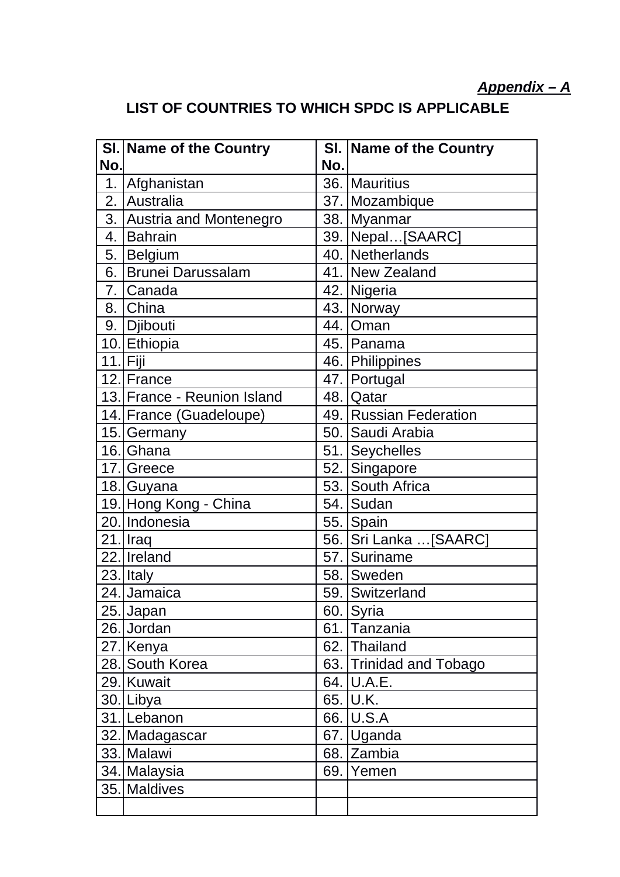*__Appendix – A__*

## LIST OF COUNTRIES TO WHICH SPDC IS APPLICABLE

| Sl. No. | Name of the Country | Sl. No. | Name of the Country |
|---|---|---|---|
| 1. | Afghanistan | 36. | Mauritius |
| 2. | Australia | 37. | Mozambique |
| 3. | Austria and Montenegro | 38. | Myanmar |
| 4. | Bahrain | 39. | Nepal…[SAARC] |
| 5. | Belgium | 40. | Netherlands |
| 6. | Brunei Darussalam | 41. | New Zealand |
| 7. | Canada | 42. | Nigeria |
| 8. | China | 43. | Norway |
| 9. | Djibouti | 44. | Oman |
| 10. | Ethiopia | 45. | Panama |
| 11. | Fiji | 46. | Philippines |
| 12. | France | 47. | Portugal |
| 13. | France - Reunion Island | 48. | Qatar |
| 14. | France (Guadeloupe) | 49. | Russian Federation |
| 15. | Germany | 50. | Saudi Arabia |
| 16. | Ghana | 51. | Seychelles |
| 17. | Greece | 52. | Singapore |
| 18. | Guyana | 53. | South Africa |
| 19. | Hong Kong - China | 54. | Sudan |
| 20. | Indonesia | 55. | Spain |
| 21. | Iraq | 56. | Sri Lanka …[SAARC] |
| 22. | Ireland | 57. | Suriname |
| 23. | Italy | 58. | Sweden |
| 24. | Jamaica | 59. | Switzerland |
| 25. | Japan | 60. | Syria |
| 26. | Jordan | 61. | Tanzania |
| 27. | Kenya | 62. | Thailand |
| 28. | South Korea | 63. | Trinidad and Tobago |
| 29. | Kuwait | 64. | U.A.E. |
| 30. | Libya | 65. | U.K. |
| 31. | Lebanon | 66. | U.S.A |
| 32. | Madagascar | 67. | Uganda |
| 33. | Malawi | 68. | Zambia |
| 34. | Malaysia | 69. | Yemen |
| 35. | Maldives | | |
| | | | |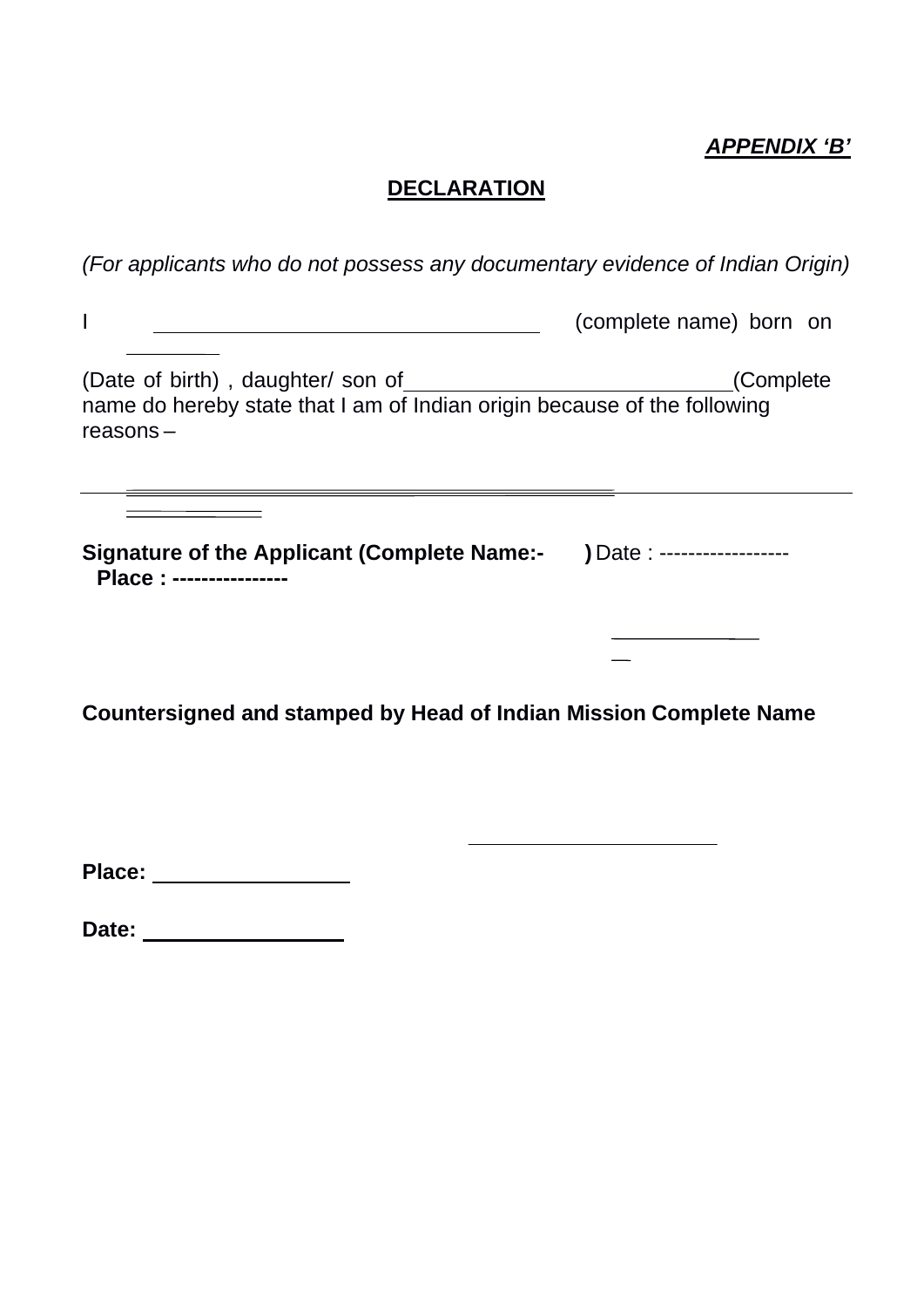***APPENDIX 'B'***

**DECLARATION**

*(For applicants who do not possess any documentary evidence of Indian Origin)*

I \_\_\_\_\_\_\_\_\_\_\_\_\_\_\_\_\_\_\_\_\_\_\_\_\_\_\_\_\_\_\_\_\_\_ (complete name) born on \_\_\_\_\_\_\_\_

(Date of birth) , daughter/ son of\_\_\_\_\_\_\_\_\_\_\_\_\_\_\_\_\_\_\_\_\_\_\_\_\_\_\_\_(Complete name do hereby state that I am of Indian origin because of the following reasons –

\_\_\_\_\_\_\_\_\_\_\_\_\_\_\_\_\_\_\_\_\_\_\_\_\_\_\_\_\_\_\_\_\_\_\_\_\_\_\_\_\_\_\_\_\_\_\_\_\_\_\_\_\_\_\_\_\_\_\_\_\_\_\_\_\_\_\_\_\_\_\_\_\_\_\_\_\_\_

\_\_\_\_\_\_\_\_\_\_\_\_

**Signature of the Applicant (Complete Name:- )** Date : ------------------
**Place : ----------------**

\_\_\_\_\_\_\_\_\_\_\_\_\_\_\_

**Countersigned and stamped by Head of Indian Mission Complete Name**

\_\_\_\_\_\_\_\_\_\_\_\_\_\_\_\_\_\_\_\_\_\_\_\_

**Place:** \_\_\_\_\_\_\_\_\_\_\_\_\_\_\_\_\_

**Date:** \_\_\_\_\_\_\_\_\_\_\_\_\_\_\_\_\_\_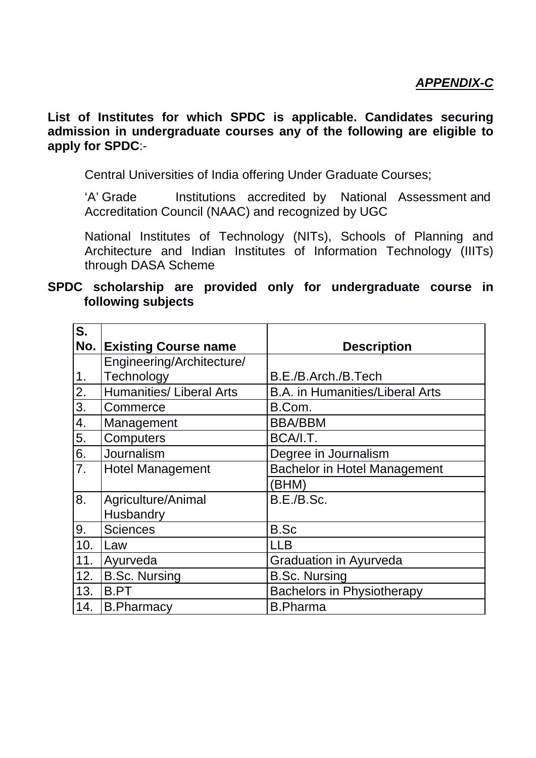***APPENDIX-C***

**List of Institutes for which SPDC is applicable. Candidates securing admission in undergraduate courses any of the following are eligible to apply for SPDC**:-

Central Universities of India offering Under Graduate Courses;

'A' Grade Institutions accredited by National Assessment and Accreditation Council (NAAC) and recognized by UGC

National Institutes of Technology (NITs), Schools of Planning and Architecture and Indian Institutes of Information Technology (IIITs) through DASA Scheme

**SPDC scholarship are provided only for undergraduate course in following subjects**

| S. No. | Existing Course name | Description |
|---|---|---|
| 1. | Engineering/Architecture/ Technology | B.E./B.Arch./B.Tech |
| 2. | Humanities/ Liberal Arts | B.A. in Humanities/Liberal Arts |
| 3. | Commerce | B.Com. |
| 4. | Management | BBA/BBM |
| 5. | Computers | BCA/I.T. |
| 6. | Journalism | Degree in Journalism |
| 7. | Hotel Management | Bachelor in Hotel Management (BHM) |
| 8. | Agriculture/Animal Husbandry | B.E./B.Sc. |
| 9. | Sciences | B.Sc |
| 10. | Law | LLB |
| 11. | Ayurveda | Graduation in Ayurveda |
| 12. | B.Sc. Nursing | B.Sc. Nursing |
| 13. | B.PT | Bachelors in Physiotherapy |
| 14. | B.Pharmacy | B.Pharma |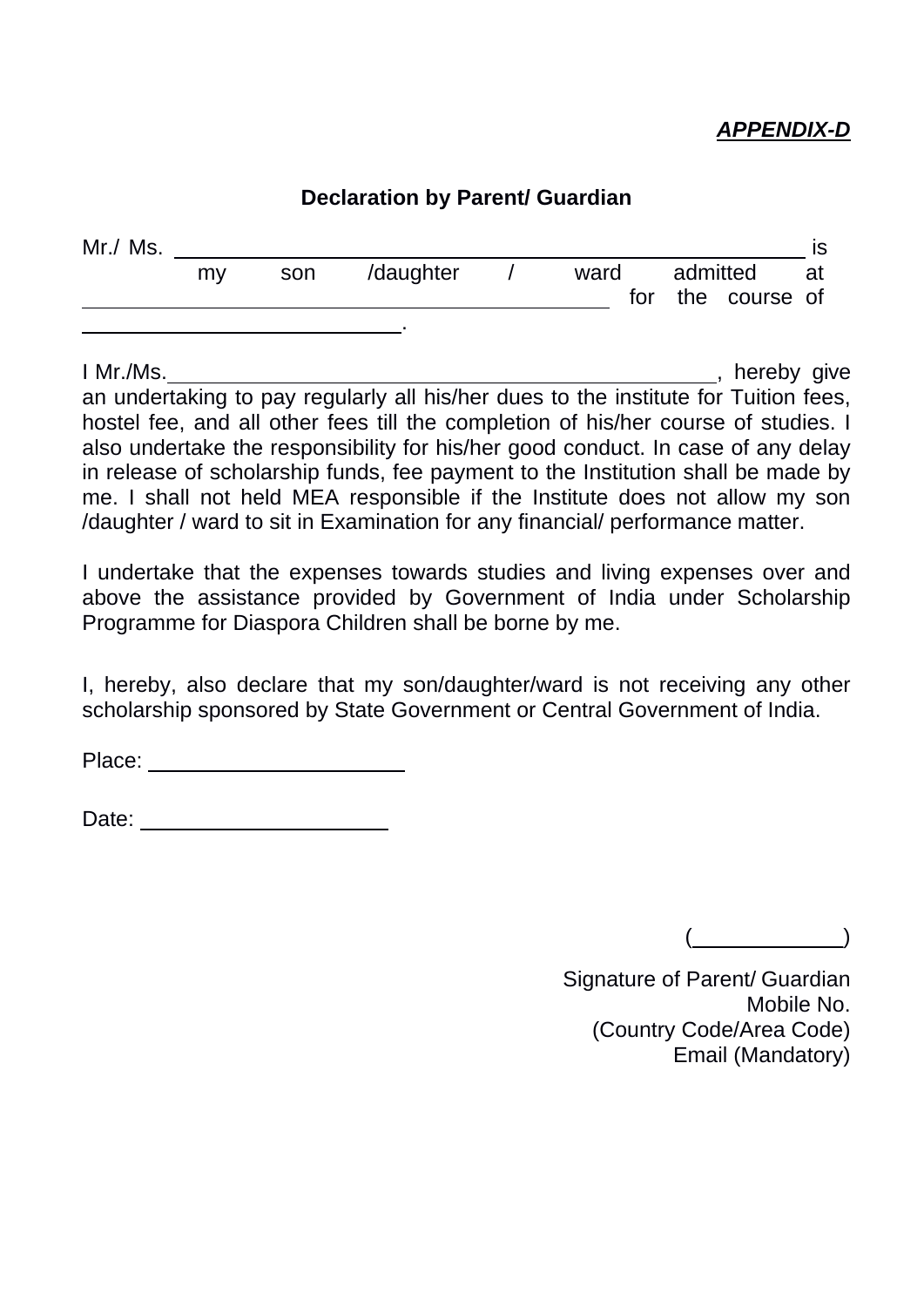***APPENDIX-D***

**Declaration by Parent/ Guardian**

Mr./ Ms. ______________________________________________ is my son /daughter / ward admitted at ______________________________________ for the course of ________________________.

I Mr./Ms.________________________________________, hereby give an undertaking to pay regularly all his/her dues to the institute for Tuition fees, hostel fee, and all other fees till the completion of his/her course of studies. I also undertake the responsibility for his/her good conduct. In case of any delay in release of scholarship funds, fee payment to the Institution shall be made by me. I shall not held MEA responsible if the Institute does not allow my son /daughter / ward to sit in Examination for any financial/ performance matter.

I undertake that the expenses towards studies and living expenses over and above the assistance provided by Government of India under Scholarship Programme for Diaspora Children shall be borne by me.

I, hereby, also declare that my son/daughter/ward is not receiving any other scholarship sponsored by State Government or Central Government of India.

Place: ____________________

Date: ____________________

(____________)

Signature of Parent/ Guardian
Mobile No.
(Country Code/Area Code)
Email (Mandatory)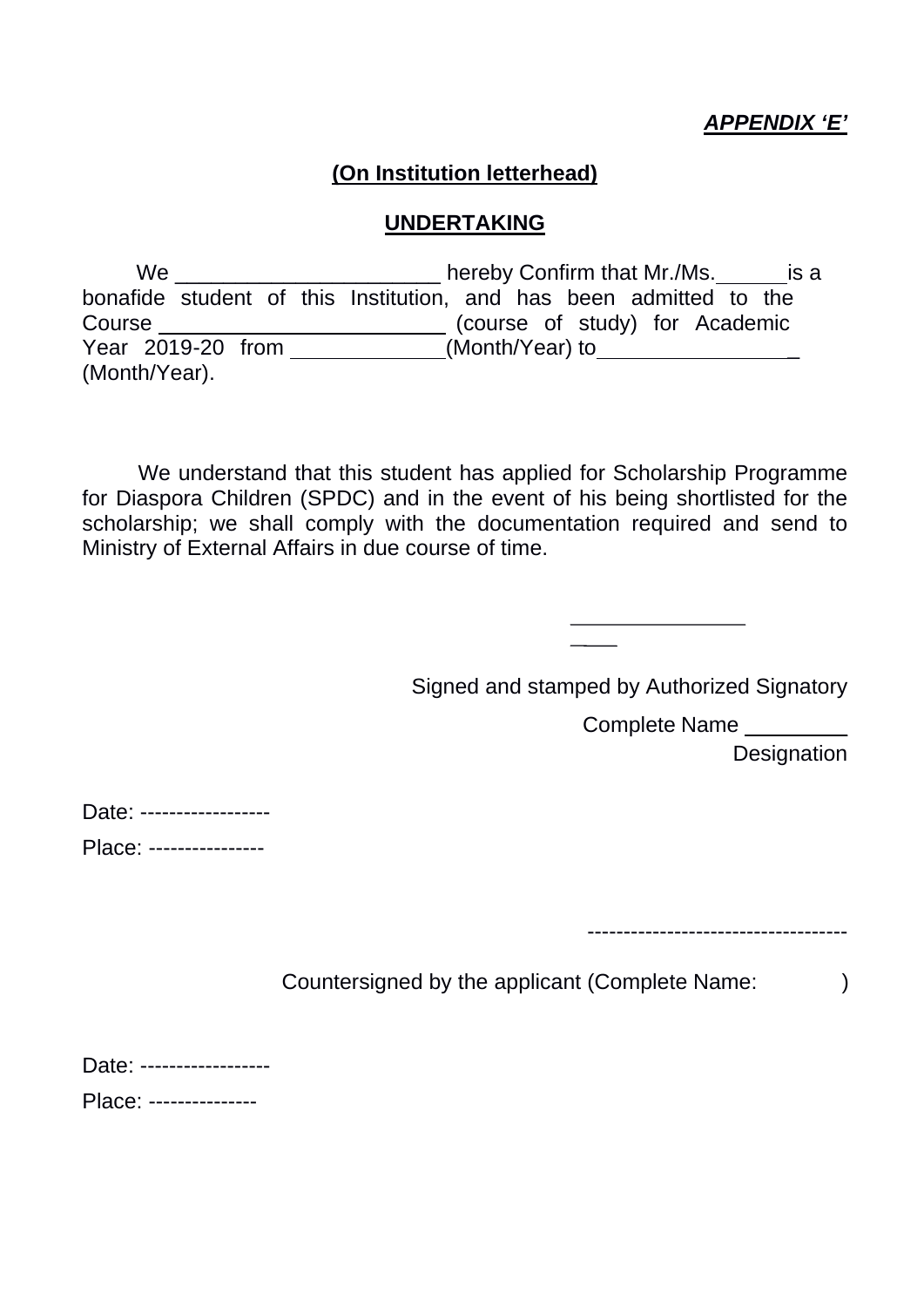***APPENDIX ‘E’***

**(On Institution letterhead)**

**UNDERTAKING**

We ______________________ hereby Confirm that Mr./Ms.______is a bonafide student of this Institution, and has been admitted to the Course ________________________ (course of study) for Academic Year 2019-20 from _____________(Month/Year) to_________________ (Month/Year).

We understand that this student has applied for Scholarship Programme for Diaspora Children (SPDC) and in the event of his being shortlisted for the scholarship; we shall comply with the documentation required and send to Ministry of External Affairs in due course of time.

___________________

Signed and stamped by Authorized Signatory

Complete Name _________

Designation

Date: ------------------

Place: ----------------

------------------------------------

Countersigned by the applicant (Complete Name: )

Date: ------------------

Place: ---------------